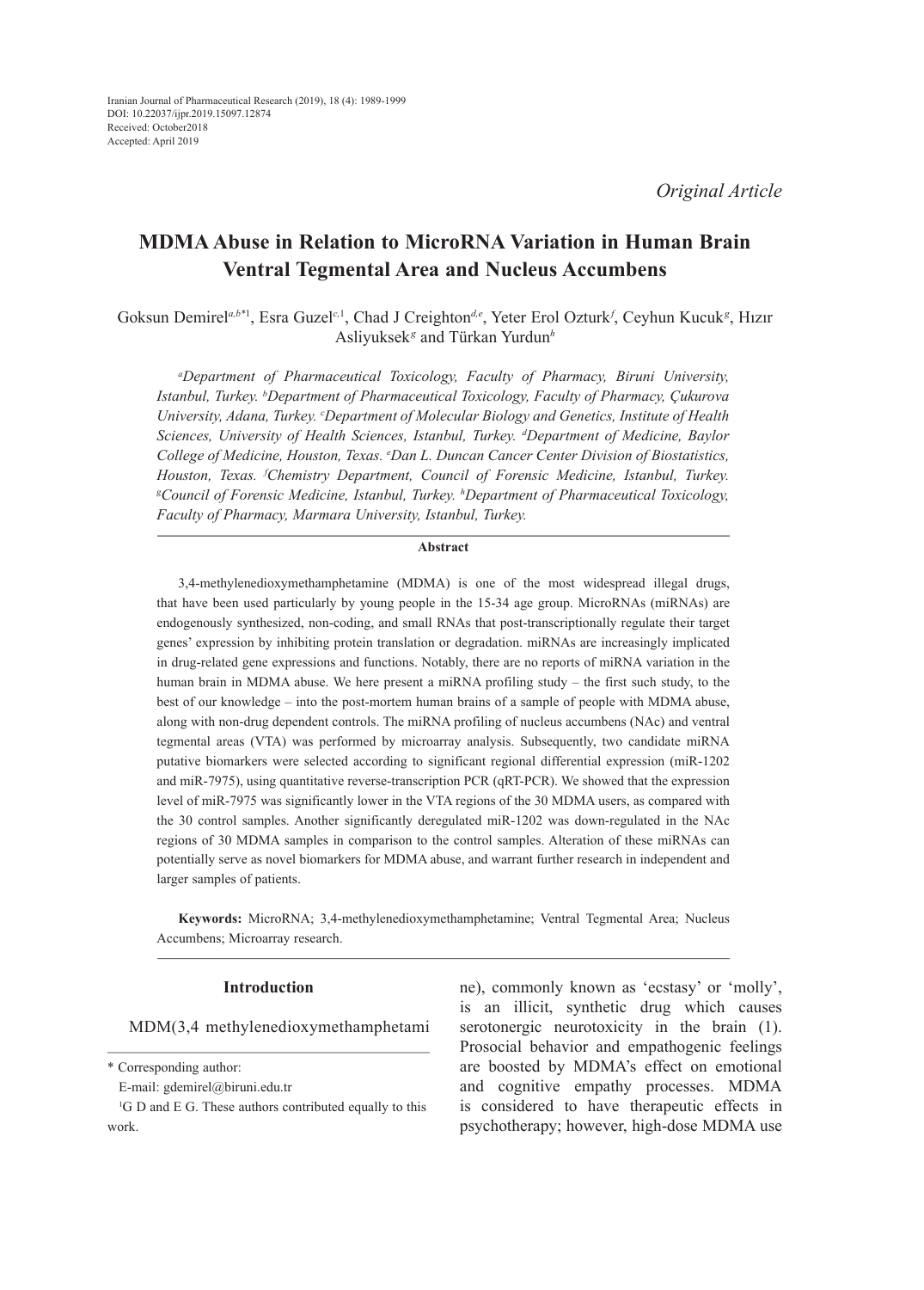Iranian Journal of Pharmaceutical Research (2019), 18 (4): 1989-1999
DOI: 10.22037/ijpr.2019.15097.12874
Received: October2018
Accepted: April 2019

*Original Article*

# MDMA Abuse in Relation to MicroRNA Variation in Human Brain Ventral Tegmental Area and Nucleus Accumbens

Goksun Demirel[a,b*1], Esra Guzel[c,1], Chad J Creighton[d,e], Yeter Erol Ozturk[f], Ceyhun Kucuk[g], Hızır Asliyuksek[g] and Türkan Yurdun[h]

*[a]Department of Pharmaceutical Toxicology, Faculty of Pharmacy, Biruni University, Istanbul, Turkey. [b]Department of Pharmaceutical Toxicology, Faculty of Pharmacy, Çukurova University, Adana, Turkey. [c]Department of Molecular Biology and Genetics, Institute of Health Sciences, University of Health Sciences, Istanbul, Turkey. [d]Department of Medicine, Baylor College of Medicine, Houston, Texas. [e]Dan L. Duncan Cancer Center Division of Biostatistics, Houston, Texas. [f]Chemistry Department, Council of Forensic Medicine, Istanbul, Turkey. [g]Council of Forensic Medicine, Istanbul, Turkey. [h]Department of Pharmaceutical Toxicology, Faculty of Pharmacy, Marmara University, Istanbul, Turkey.*

## Abstract

3,4-methylenedioxymethamphetamine (MDMA) is one of the most widespread illegal drugs, that have been used particularly by young people in the 15-34 age group. MicroRNAs (miRNAs) are endogenously synthesized, non-coding, and small RNAs that post-transcriptionally regulate their target genes' expression by inhibiting protein translation or degradation. miRNAs are increasingly implicated in drug-related gene expressions and functions. Notably, there are no reports of miRNA variation in the human brain in MDMA abuse. We here present a miRNA profiling study – the first such study, to the best of our knowledge – into the post-mortem human brains of a sample of people with MDMA abuse, along with non-drug dependent controls. The miRNA profiling of nucleus accumbens (NAc) and ventral tegmental areas (VTA) was performed by microarray analysis. Subsequently, two candidate miRNA putative biomarkers were selected according to significant regional differential expression (miR-1202 and miR-7975), using quantitative reverse-transcription PCR (qRT-PCR). We showed that the expression level of miR-7975 was significantly lower in the VTA regions of the 30 MDMA users, as compared with the 30 control samples. Another significantly deregulated miR-1202 was down-regulated in the NAc regions of 30 MDMA samples in comparison to the control samples. Alteration of these miRNAs can potentially serve as novel biomarkers for MDMA abuse, and warrant further research in independent and larger samples of patients.

**Keywords:** MicroRNA; 3,4-methylenedioxymethamphetamine; Ventral Tegmental Area; Nucleus Accumbens; Microarray research.

## Introduction

MDM(3,4 methylenedioxymethamphetamine), commonly known as 'ecstasy' or 'molly', is an illicit, synthetic drug which causes serotonergic neurotoxicity in the brain (1). Prosocial behavior and empathogenic feelings are boosted by MDMA's effect on emotional and cognitive empathy processes. MDMA is considered to have therapeutic effects in psychotherapy; however, high-dose MDMA use

\* Corresponding author:
E-mail: gdemirel@biruni.edu.tr
[1]G D and E G. These authors contributed equally to this work.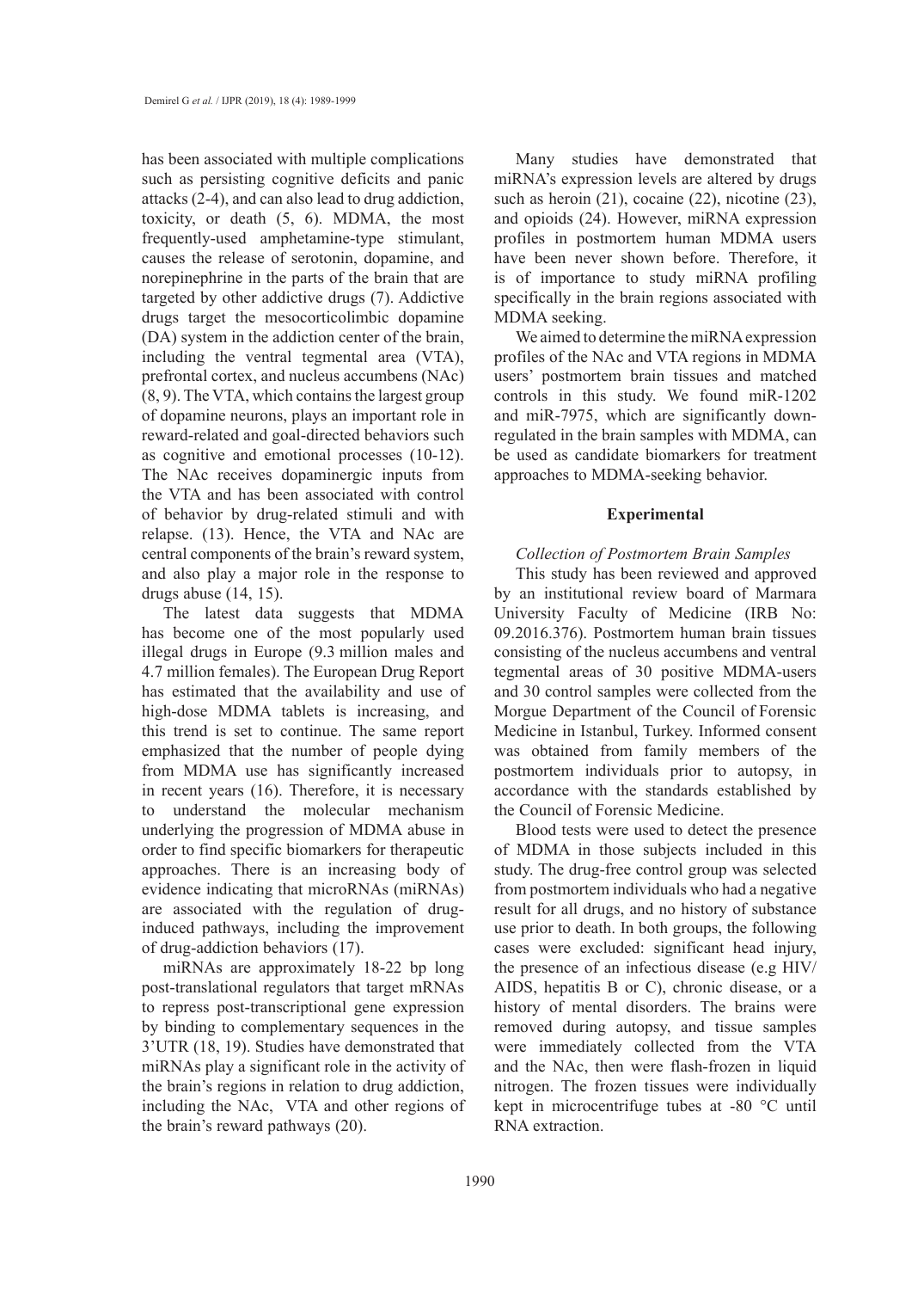has been associated with multiple complications such as persisting cognitive deficits and panic attacks (2-4), and can also lead to drug addiction, toxicity, or death (5, 6). MDMA, the most frequently-used amphetamine-type stimulant, causes the release of serotonin, dopamine, and norepinephrine in the parts of the brain that are targeted by other addictive drugs (7). Addictive drugs target the mesocorticolimbic dopamine (DA) system in the addiction center of the brain, including the ventral tegmental area (VTA), prefrontal cortex, and nucleus accumbens (NAc) (8, 9). The VTA, which contains the largest group of dopamine neurons, plays an important role in reward-related and goal-directed behaviors such as cognitive and emotional processes (10-12). The NAc receives dopaminergic inputs from the VTA and has been associated with control of behavior by drug-related stimuli and with relapse. (13). Hence, the VTA and NAc are central components of the brain's reward system, and also play a major role in the response to drugs abuse (14, 15).

The latest data suggests that MDMA has become one of the most popularly used illegal drugs in Europe (9.3 million males and 4.7 million females). The European Drug Report has estimated that the availability and use of high-dose MDMA tablets is increasing, and this trend is set to continue. The same report emphasized that the number of people dying from MDMA use has significantly increased in recent years (16). Therefore, it is necessary to understand the molecular mechanism underlying the progression of MDMA abuse in order to find specific biomarkers for therapeutic approaches. There is an increasing body of evidence indicating that microRNAs (miRNAs) are associated with the regulation of drug-induced pathways, including the improvement of drug-addiction behaviors (17).

miRNAs are approximately 18-22 bp long post-translational regulators that target mRNAs to repress post-transcriptional gene expression by binding to complementary sequences in the 3'UTR (18, 19). Studies have demonstrated that miRNAs play a significant role in the activity of the brain's regions in relation to drug addiction, including the NAc, VTA and other regions of the brain's reward pathways (20).

Many studies have demonstrated that miRNA's expression levels are altered by drugs such as heroin (21), cocaine (22), nicotine (23), and opioids (24). However, miRNA expression profiles in postmortem human MDMA users have been never shown before. Therefore, it is of importance to study miRNA profiling specifically in the brain regions associated with MDMA seeking.

We aimed to determine the miRNA expression profiles of the NAc and VTA regions in MDMA users' postmortem brain tissues and matched controls in this study. We found miR-1202 and miR-7975, which are significantly down-regulated in the brain samples with MDMA, can be used as candidate biomarkers for treatment approaches to MDMA-seeking behavior.

## Experimental

### *Collection of Postmortem Brain Samples*

This study has been reviewed and approved by an institutional review board of Marmara University Faculty of Medicine (IRB No: 09.2016.376). Postmortem human brain tissues consisting of the nucleus accumbens and ventral tegmental areas of 30 positive MDMA-users and 30 control samples were collected from the Morgue Department of the Council of Forensic Medicine in Istanbul, Turkey. Informed consent was obtained from family members of the postmortem individuals prior to autopsy, in accordance with the standards established by the Council of Forensic Medicine.

Blood tests were used to detect the presence of MDMA in those subjects included in this study. The drug-free control group was selected from postmortem individuals who had a negative result for all drugs, and no history of substance use prior to death. In both groups, the following cases were excluded: significant head injury, the presence of an infectious disease (e.g HIV/AIDS, hepatitis B or C), chronic disease, or a history of mental disorders. The brains were removed during autopsy, and tissue samples were immediately collected from the VTA and the NAc, then were flash-frozen in liquid nitrogen. The frozen tissues were individually kept in microcentrifuge tubes at -80 °C until RNA extraction.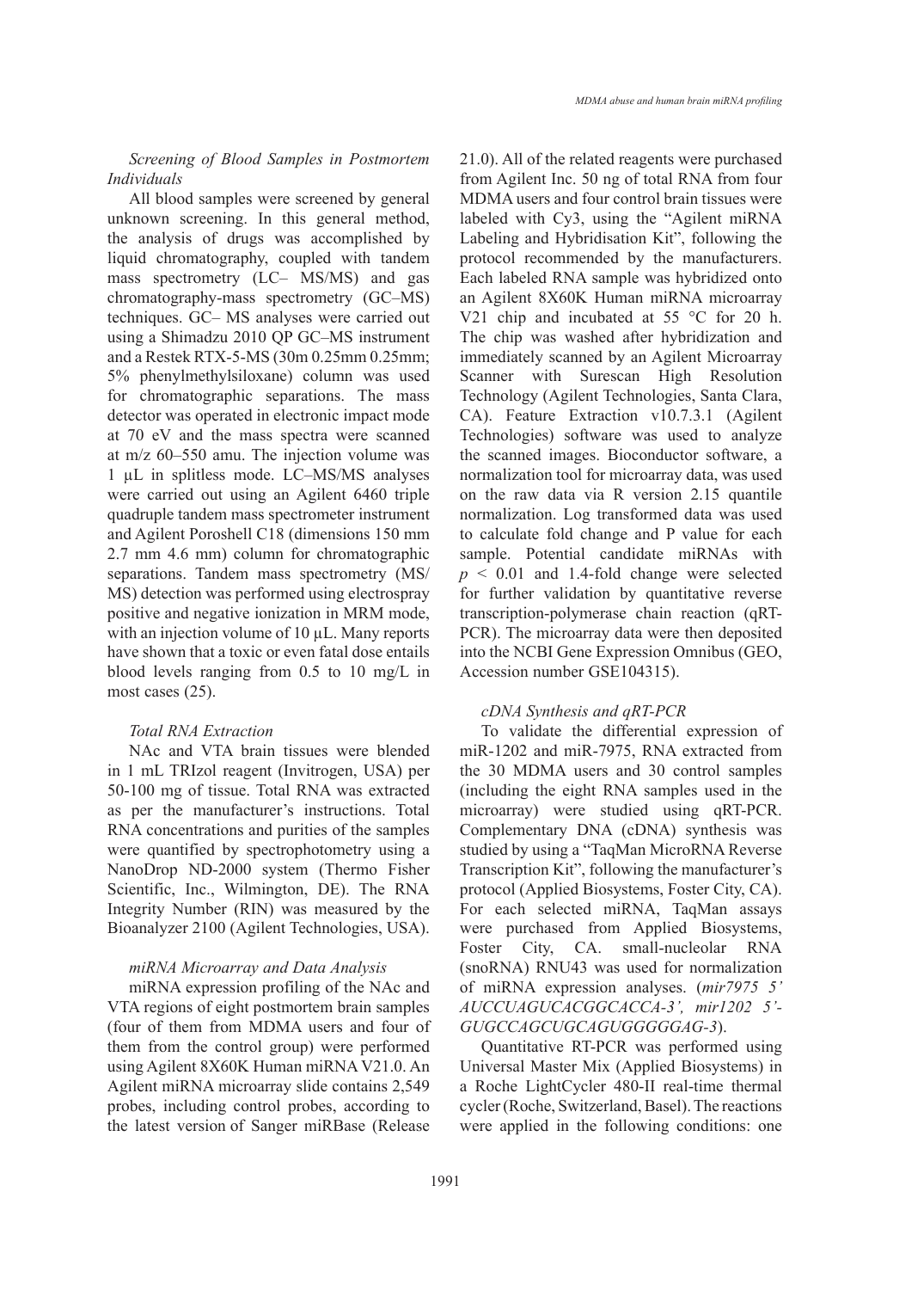*Screening of Blood Samples in Postmortem Individuals*

All blood samples were screened by general unknown screening. In this general method, the analysis of drugs was accomplished by liquid chromatography, coupled with tandem mass spectrometry (LC– MS/MS) and gas chromatography-mass spectrometry (GC–MS) techniques. GC– MS analyses were carried out using a Shimadzu 2010 QP GC–MS instrument and a Restek RTX-5-MS (30m 0.25mm 0.25mm; 5% phenylmethylsiloxane) column was used for chromatographic separations. The mass detector was operated in electronic impact mode at 70 eV and the mass spectra were scanned at m/z 60–550 amu. The injection volume was 1 µL in splitless mode. LC–MS/MS analyses were carried out using an Agilent 6460 triple quadruple tandem mass spectrometer instrument and Agilent Poroshell C18 (dimensions 150 mm 2.7 mm 4.6 mm) column for chromatographic separations. Tandem mass spectrometry (MS/MS) detection was performed using electrospray positive and negative ionization in MRM mode, with an injection volume of 10 µL. Many reports have shown that a toxic or even fatal dose entails blood levels ranging from 0.5 to 10 mg/L in most cases (25).

*Total RNA Extraction*

NAc and VTA brain tissues were blended in 1 mL TRIzol reagent (Invitrogen, USA) per 50-100 mg of tissue. Total RNA was extracted as per the manufacturer's instructions. Total RNA concentrations and purities of the samples were quantified by spectrophotometry using a NanoDrop ND-2000 system (Thermo Fisher Scientific, Inc., Wilmington, DE). The RNA Integrity Number (RIN) was measured by the Bioanalyzer 2100 (Agilent Technologies, USA).

*miRNA Microarray and Data Analysis*

miRNA expression profiling of the NAc and VTA regions of eight postmortem brain samples (four of them from MDMA users and four of them from the control group) were performed using Agilent 8X60K Human miRNA V21.0. An Agilent miRNA microarray slide contains 2,549 probes, including control probes, according to the latest version of Sanger miRBase (Release 21.0). All of the related reagents were purchased from Agilent Inc. 50 ng of total RNA from four MDMA users and four control brain tissues were labeled with Cy3, using the "Agilent miRNA Labeling and Hybridisation Kit", following the protocol recommended by the manufacturers. Each labeled RNA sample was hybridized onto an Agilent 8X60K Human miRNA microarray V21 chip and incubated at 55 °C for 20 h. The chip was washed after hybridization and immediately scanned by an Agilent Microarray Scanner with Surescan High Resolution Technology (Agilent Technologies, Santa Clara, CA). Feature Extraction v10.7.3.1 (Agilent Technologies) software was used to analyze the scanned images. Bioconductor software, a normalization tool for microarray data, was used on the raw data via R version 2.15 quantile normalization. Log transformed data was used to calculate fold change and P value for each sample. Potential candidate miRNAs with $p < 0.01$ and 1.4-fold change were selected for further validation by quantitative reverse transcription-polymerase chain reaction (qRT-PCR). The microarray data were then deposited into the NCBI Gene Expression Omnibus (GEO, Accession number GSE104315).

*cDNA Synthesis and qRT-PCR*

To validate the differential expression of miR-1202 and miR-7975, RNA extracted from the 30 MDMA users and 30 control samples (including the eight RNA samples used in the microarray) were studied using qRT-PCR. Complementary DNA (cDNA) synthesis was studied by using a "TaqMan MicroRNA Reverse Transcription Kit", following the manufacturer's protocol (Applied Biosystems, Foster City, CA). For each selected miRNA, TaqMan assays were purchased from Applied Biosystems, Foster City, CA. small-nucleolar RNA (snoRNA) RNU43 was used for normalization of miRNA expression analyses. (*mir7975 5' AUCCUAGUCACGGCACCA-3', mir1202 5'-GUGCCAGCUGCAGUGGGGGAG-3*).

Quantitative RT-PCR was performed using Universal Master Mix (Applied Biosystems) in a Roche LightCycler 480-II real-time thermal cycler (Roche, Switzerland, Basel). The reactions were applied in the following conditions: one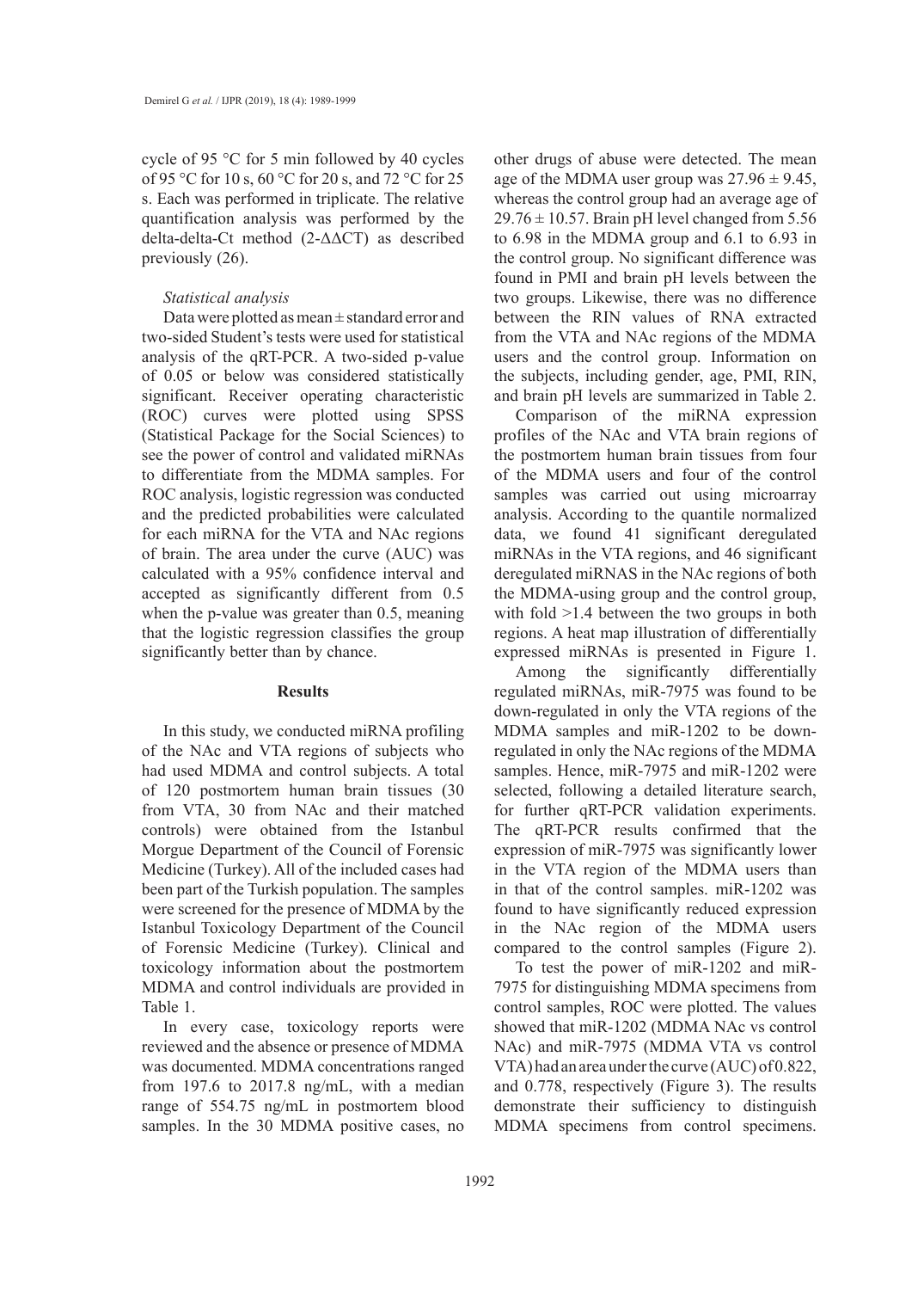cycle of 95 °C for 5 min followed by 40 cycles of 95 °C for 10 s, 60 °C for 20 s, and 72 °C for 25 s. Each was performed in triplicate. The relative quantification analysis was performed by the delta-delta-Ct method ($2^{-\Delta\Delta CT}$) as described previously (26).

### *Statistical analysis*

Data were plotted as mean ± standard error and two-sided Student's tests were used for statistical analysis of the qRT-PCR. A two-sided p-value of 0.05 or below was considered statistically significant. Receiver operating characteristic (ROC) curves were plotted using SPSS (Statistical Package for the Social Sciences) to see the power of control and validated miRNAs to differentiate from the MDMA samples. For ROC analysis, logistic regression was conducted and the predicted probabilities were calculated for each miRNA for the VTA and NAc regions of brain. The area under the curve (AUC) was calculated with a 95% confidence interval and accepted as significantly different from 0.5 when the p-value was greater than 0.5, meaning that the logistic regression classifies the group significantly better than by chance.

## Results

In this study, we conducted miRNA profiling of the NAc and VTA regions of subjects who had used MDMA and control subjects. A total of 120 postmortem human brain tissues (30 from VTA, 30 from NAc and their matched controls) were obtained from the Istanbul Morgue Department of the Council of Forensic Medicine (Turkey). All of the included cases had been part of the Turkish population. The samples were screened for the presence of MDMA by the Istanbul Toxicology Department of the Council of Forensic Medicine (Turkey). Clinical and toxicology information about the postmortem MDMA and control individuals are provided in Table 1.

In every case, toxicology reports were reviewed and the absence or presence of MDMA was documented. MDMA concentrations ranged from 197.6 to 2017.8 ng/mL, with a median range of 554.75 ng/mL in postmortem blood samples. In the 30 MDMA positive cases, no other drugs of abuse were detected. The mean age of the MDMA user group was 27.96 ± 9.45, whereas the control group had an average age of 29.76 ± 10.57. Brain pH level changed from 5.56 to 6.98 in the MDMA group and 6.1 to 6.93 in the control group. No significant difference was found in PMI and brain pH levels between the two groups. Likewise, there was no difference between the RIN values of RNA extracted from the VTA and NAc regions of the MDMA users and the control group. Information on the subjects, including gender, age, PMI, RIN, and brain pH levels are summarized in Table 2.

Comparison of the miRNA expression profiles of the NAc and VTA brain regions of the postmortem human brain tissues from four of the MDMA users and four of the control samples was carried out using microarray analysis. According to the quantile normalized data, we found 41 significant deregulated miRNAs in the VTA regions, and 46 significant deregulated miRNAS in the NAc regions of both the MDMA-using group and the control group, with fold >1.4 between the two groups in both regions. A heat map illustration of differentially expressed miRNAs is presented in Figure 1.

Among the significantly differentially regulated miRNAs, miR-7975 was found to be down-regulated in only the VTA regions of the MDMA samples and miR-1202 to be down-regulated in only the NAc regions of the MDMA samples. Hence, miR-7975 and miR-1202 were selected, following a detailed literature search, for further qRT-PCR validation experiments. The qRT-PCR results confirmed that the expression of miR-7975 was significantly lower in the VTA region of the MDMA users than in that of the control samples. miR-1202 was found to have significantly reduced expression in the NAc region of the MDMA users compared to the control samples (Figure 2).

To test the power of miR-1202 and miR-7975 for distinguishing MDMA specimens from control samples, ROC were plotted. The values showed that miR-1202 (MDMA NAc vs control NAc) and miR-7975 (MDMA VTA vs control VTA) had an area under the curve (AUC) of 0.822, and 0.778, respectively (Figure 3). The results demonstrate their sufficiency to distinguish MDMA specimens from control specimens.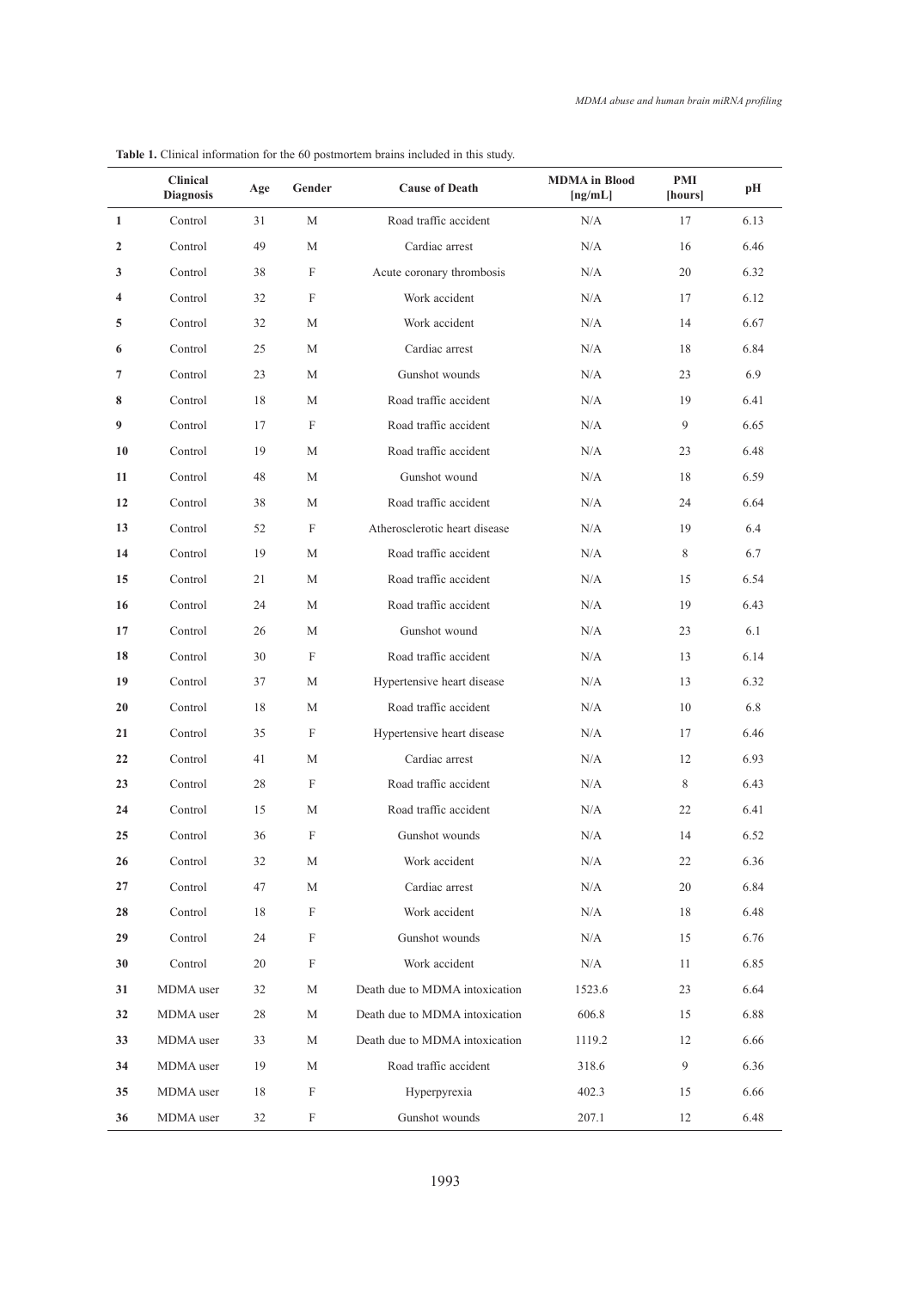**Table 1.** Clinical information for the 60 postmortem brains included in this study.

| | Clinical Diagnosis | Age | Gender | Cause of Death | MDMA in Blood [ng/mL] | PMI [hours] | pH |
|---|---|---|---|---|---|---|---|
| **1** | Control | 31 | M | Road traffic accident | N/A | 17 | 6.13 |
| **2** | Control | 49 | M | Cardiac arrest | N/A | 16 | 6.46 |
| **3** | Control | 38 | F | Acute coronary thrombosis | N/A | 20 | 6.32 |
| **4** | Control | 32 | F | Work accident | N/A | 17 | 6.12 |
| **5** | Control | 32 | M | Work accident | N/A | 14 | 6.67 |
| **6** | Control | 25 | M | Cardiac arrest | N/A | 18 | 6.84 |
| **7** | Control | 23 | M | Gunshot wounds | N/A | 23 | 6.9 |
| **8** | Control | 18 | M | Road traffic accident | N/A | 19 | 6.41 |
| **9** | Control | 17 | F | Road traffic accident | N/A | 9 | 6.65 |
| **10** | Control | 19 | M | Road traffic accident | N/A | 23 | 6.48 |
| **11** | Control | 48 | M | Gunshot wound | N/A | 18 | 6.59 |
| **12** | Control | 38 | M | Road traffic accident | N/A | 24 | 6.64 |
| **13** | Control | 52 | F | Atherosclerotic heart disease | N/A | 19 | 6.4 |
| **14** | Control | 19 | M | Road traffic accident | N/A | 8 | 6.7 |
| **15** | Control | 21 | M | Road traffic accident | N/A | 15 | 6.54 |
| **16** | Control | 24 | M | Road traffic accident | N/A | 19 | 6.43 |
| **17** | Control | 26 | M | Gunshot wound | N/A | 23 | 6.1 |
| **18** | Control | 30 | F | Road traffic accident | N/A | 13 | 6.14 |
| **19** | Control | 37 | M | Hypertensive heart disease | N/A | 13 | 6.32 |
| **20** | Control | 18 | M | Road traffic accident | N/A | 10 | 6.8 |
| **21** | Control | 35 | F | Hypertensive heart disease | N/A | 17 | 6.46 |
| **22** | Control | 41 | M | Cardiac arrest | N/A | 12 | 6.93 |
| **23** | Control | 28 | F | Road traffic accident | N/A | 8 | 6.43 |
| **24** | Control | 15 | M | Road traffic accident | N/A | 22 | 6.41 |
| **25** | Control | 36 | F | Gunshot wounds | N/A | 14 | 6.52 |
| **26** | Control | 32 | M | Work accident | N/A | 22 | 6.36 |
| **27** | Control | 47 | M | Cardiac arrest | N/A | 20 | 6.84 |
| **28** | Control | 18 | F | Work accident | N/A | 18 | 6.48 |
| **29** | Control | 24 | F | Gunshot wounds | N/A | 15 | 6.76 |
| **30** | Control | 20 | F | Work accident | N/A | 11 | 6.85 |
| **31** | MDMA user | 32 | M | Death due to MDMA intoxication | 1523.6 | 23 | 6.64 |
| **32** | MDMA user | 28 | M | Death due to MDMA intoxication | 606.8 | 15 | 6.88 |
| **33** | MDMA user | 33 | M | Death due to MDMA intoxication | 1119.2 | 12 | 6.66 |
| **34** | MDMA user | 19 | M | Road traffic accident | 318.6 | 9 | 6.36 |
| **35** | MDMA user | 18 | F | Hyperpyrexia | 402.3 | 15 | 6.66 |
| **36** | MDMA user | 32 | F | Gunshot wounds | 207.1 | 12 | 6.48 |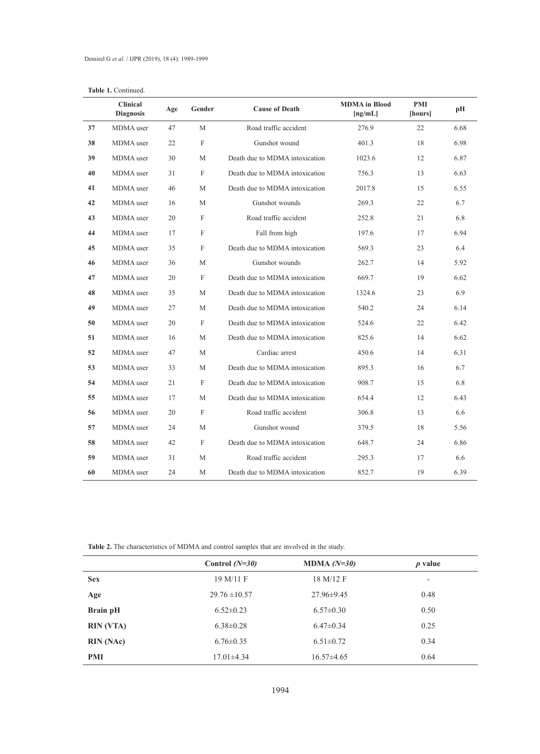**Table 1.** Continued.

| | Clinical Diagnosis | Age | Gender | Cause of Death | MDMA in Blood [ng/mL] | PMI [hours] | pH |
|---|---|---|---|---|---|---|---|
| **37** | MDMA user | 47 | M | Road traffic accident | 276.9 | 22 | 6.68 |
| **38** | MDMA user | 22 | F | Gunshot wound | 401.3 | 18 | 6.98 |
| **39** | MDMA user | 30 | M | Death due to MDMA intoxication | 1023.6 | 12 | 6.87 |
| **40** | MDMA user | 31 | F | Death due to MDMA intoxication | 756.3 | 13 | 6.63 |
| **41** | MDMA user | 46 | M | Death due to MDMA intoxication | 2017.8 | 15 | 6.55 |
| **42** | MDMA user | 16 | M | Gunshot wounds | 269.3 | 22 | 6.7 |
| **43** | MDMA user | 20 | F | Road traffic accident | 252.8 | 21 | 6.8 |
| **44** | MDMA user | 17 | F | Fall from high | 197.6 | 17 | 6.94 |
| **45** | MDMA user | 35 | F | Death due to MDMA intoxication | 569.3 | 23 | 6.4 |
| **46** | MDMA user | 36 | M | Gunshot wounds | 262.7 | 14 | 5.92 |
| **47** | MDMA user | 20 | F | Death due to MDMA intoxication | 669.7 | 19 | 6.62 |
| **48** | MDMA user | 35 | M | Death due to MDMA intoxication | 1324.6 | 23 | 6.9 |
| **49** | MDMA user | 27 | M | Death due to MDMA intoxication | 540.2 | 24 | 6.14 |
| **50** | MDMA user | 20 | F | Death due to MDMA intoxication | 524.6 | 22 | 6.42 |
| **51** | MDMA user | 16 | M | Death due to MDMA intoxication | 825.6 | 14 | 6.62 |
| **52** | MDMA user | 47 | M | Cardiac arrest | 450.6 | 14 | 6.31 |
| **53** | MDMA user | 33 | M | Death due to MDMA intoxication | 895.3 | 16 | 6.7 |
| **54** | MDMA user | 21 | F | Death due to MDMA intoxication | 908.7 | 15 | 6.8 |
| **55** | MDMA user | 17 | M | Death due to MDMA intoxication | 654.4 | 12 | 6.43 |
| **56** | MDMA user | 20 | F | Road traffic accident | 306.8 | 13 | 6.6 |
| **57** | MDMA user | 24 | M | Gunshot wound | 379.5 | 18 | 5.56 |
| **58** | MDMA user | 42 | F | Death due to MDMA intoxication | 648.7 | 24 | 6.86 |
| **59** | MDMA user | 31 | M | Road traffic accident | 295.3 | 17 | 6.6 |
| **60** | MDMA user | 24 | M | Death due to MDMA intoxication | 852.7 | 19 | 6.39 |

**Table 2.** The characteristics of MDMA and control samples that are involved in the study.

| | Control *(N=30)* | MDMA *(N=30)* | *p* value |
|---|---|---|---|
| **Sex** | 19 M/11 F | 18 M/12 F | - |
| **Age** | 29.76 ±10.57 | 27.96±9.45 | 0.48 |
| **Brain pH** | 6.52±0.23 | 6.57±0.30 | 0.50 |
| **RIN (VTA)** | 6.38±0.28 | 6.47±0.34 | 0.25 |
| **RIN (NAc)** | 6.76±0.35 | 6.51±0.72 | 0.34 |
| **PMI** | 17.01±4.34 | 16.57±4.65 | 0.64 |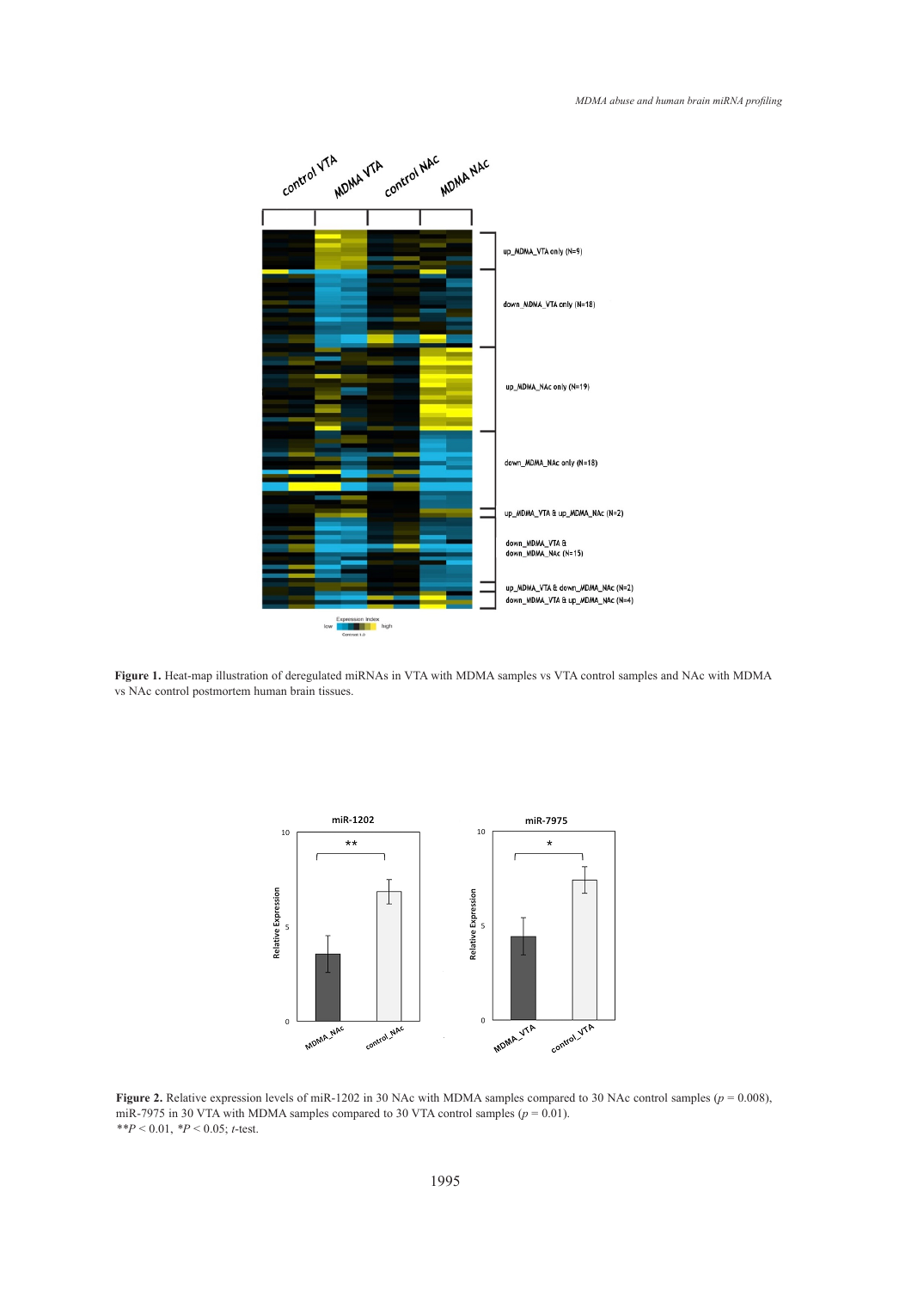**Figure 1.** Heat-map illustration of deregulated miRNAs in VTA with MDMA samples vs VTA control samples and NAc with MDMA vs NAc control postmortem human brain tissues.

**Figure 2.** Relative expression levels of miR-1202 in 30 NAc with MDMA samples compared to 30 NAc control samples ($p = 0.008$), miR-7975 in 30 VTA with MDMA samples compared to 30 VTA control samples ($p = 0.01$).
$^{**}P < 0.01$, $^{*}P < 0.05$; *t*-test.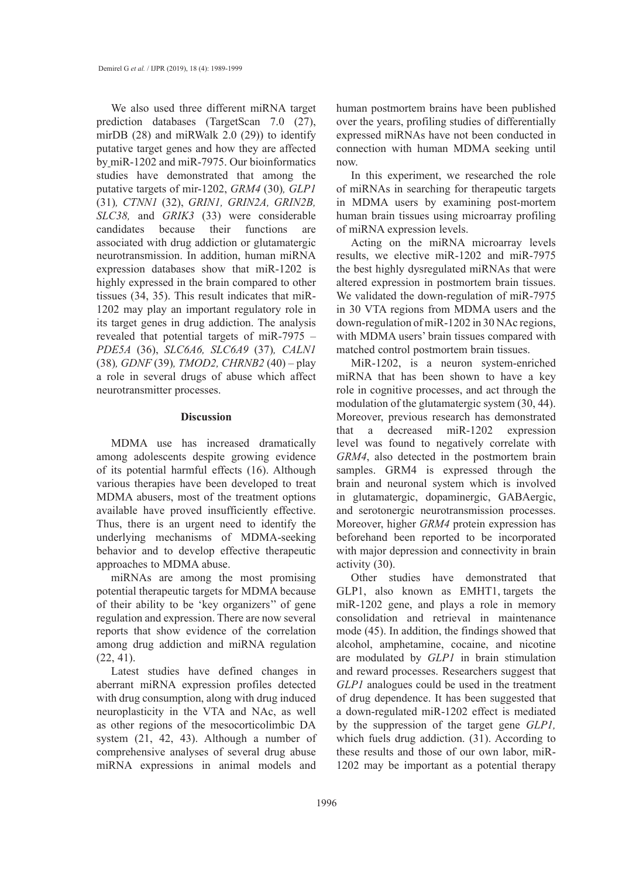We also used three different miRNA target prediction databases (TargetScan 7.0 (27), mirDB (28) and miRWalk 2.0 (29)) to identify putative target genes and how they are affected by miR-1202 and miR-7975. Our bioinformatics studies have demonstrated that among the putative targets of mir-1202, *GRM4* (30)*, GLP1* (31)*, CTNN1* (32), *GRIN1, GRIN2A, GRIN2B, SLC38,* and *GRIK3* (33) were considerable candidates because their functions are associated with drug addiction or glutamatergic neurotransmission. In addition, human miRNA expression databases show that miR-1202 is highly expressed in the brain compared to other tissues (34, 35). This result indicates that miR-1202 may play an important regulatory role in its target genes in drug addiction. The analysis revealed that potential targets of miR-7975 – *PDE5A* (36), *SLC6A6, SLC6A9* (37)*, CALN1* (38)*, GDNF* (39)*, TMOD2, CHRNB2* (40) – play a role in several drugs of abuse which affect neurotransmitter processes.

## Discussion

MDMA use has increased dramatically among adolescents despite growing evidence of its potential harmful effects (16). Although various therapies have been developed to treat MDMA abusers, most of the treatment options available have proved insufficiently effective. Thus, there is an urgent need to identify the underlying mechanisms of MDMA-seeking behavior and to develop effective therapeutic approaches to MDMA abuse.

miRNAs are among the most promising potential therapeutic targets for MDMA because of their ability to be 'key organizers'' of gene regulation and expression. There are now several reports that show evidence of the correlation among drug addiction and miRNA regulation (22, 41).

Latest studies have defined changes in aberrant miRNA expression profiles detected with drug consumption, along with drug induced neuroplasticity in the VTA and NAc, as well as other regions of the mesocorticolimbic DA system (21, 42, 43). Although a number of comprehensive analyses of several drug abuse miRNA expressions in animal models and human postmortem brains have been published over the years, profiling studies of differentially expressed miRNAs have not been conducted in connection with human MDMA seeking until now.

In this experiment, we researched the role of miRNAs in searching for therapeutic targets in MDMA users by examining post-mortem human brain tissues using microarray profiling of miRNA expression levels.

Acting on the miRNA microarray levels results, we elective miR-1202 and miR-7975 the best highly dysregulated miRNAs that were altered expression in postmortem brain tissues. We validated the down-regulation of miR-7975 in 30 VTA regions from MDMA users and the down-regulation of miR-1202 in 30 NAc regions, with MDMA users' brain tissues compared with matched control postmortem brain tissues.

MiR-1202, is a neuron system-enriched miRNA that has been shown to have a key role in cognitive processes, and act through the modulation of the glutamatergic system (30, 44). Moreover, previous research has demonstrated that a decreased miR-1202 expression level was found to negatively correlate with *GRM4*, also detected in the postmortem brain samples. GRM4 is expressed through the brain and neuronal system which is involved in glutamatergic, dopaminergic, GABAergic, and serotonergic neurotransmission processes. Moreover, higher *GRM4* protein expression has beforehand been reported to be incorporated with major depression and connectivity in brain activity (30).

Other studies have demonstrated that GLP1, also known as EMHT1, targets the miR-1202 gene, and plays a role in memory consolidation and retrieval in maintenance mode (45). In addition, the findings showed that alcohol, amphetamine, cocaine, and nicotine are modulated by *GLP1* in brain stimulation and reward processes. Researchers suggest that *GLP1* analogues could be used in the treatment of drug dependence. It has been suggested that a down-regulated miR-1202 effect is mediated by the suppression of the target gene *GLP1,* which fuels drug addiction. (31). According to these results and those of our own labor, miR-1202 may be important as a potential therapy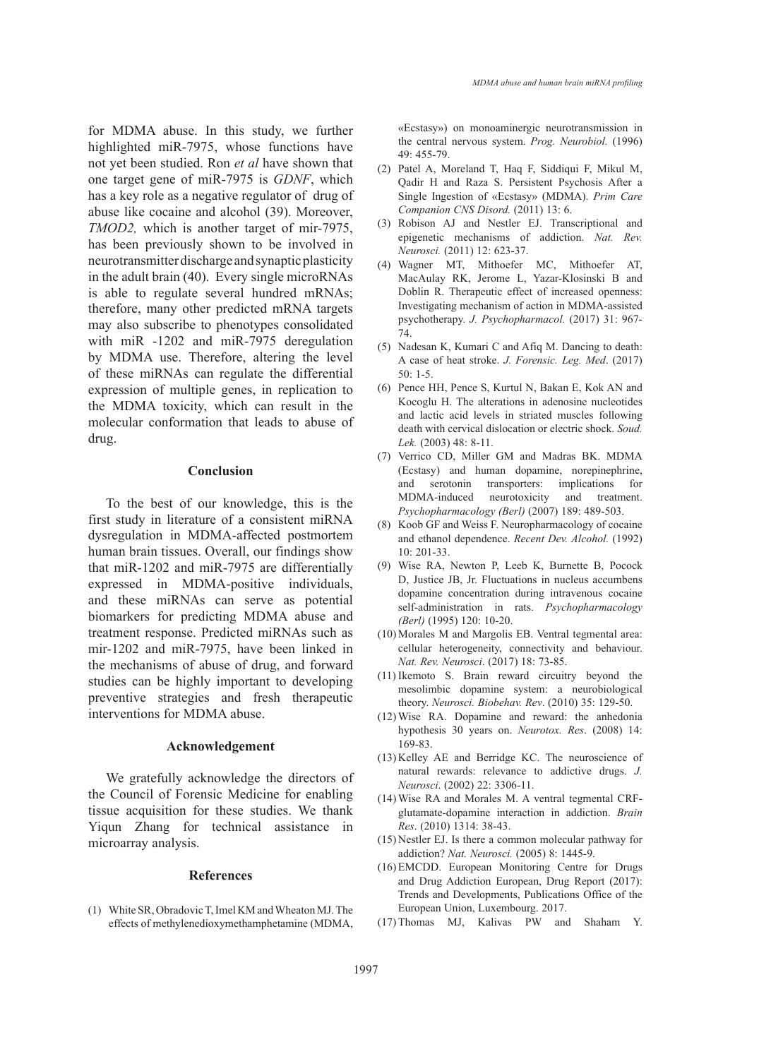for MDMA abuse. In this study, we further highlighted miR-7975, whose functions have not yet been studied. Ron *et al* have shown that one target gene of miR-7975 is *GDNF*, which has a key role as a negative regulator of drug of abuse like cocaine and alcohol (39). Moreover, *TMOD2,* which is another target of mir-7975, has been previously shown to be involved in neurotransmitter discharge and synaptic plasticity in the adult brain (40). Every single microRNAs is able to regulate several hundred mRNAs; therefore, many other predicted mRNA targets may also subscribe to phenotypes consolidated with miR -1202 and miR-7975 deregulation by MDMA use. Therefore, altering the level of these miRNAs can regulate the differential expression of multiple genes, in replication to the MDMA toxicity, which can result in the molecular conformation that leads to abuse of drug.

## Conclusion

To the best of our knowledge, this is the first study in literature of a consistent miRNA dysregulation in MDMA-affected postmortem human brain tissues. Overall, our findings show that miR-1202 and miR-7975 are differentially expressed in MDMA-positive individuals, and these miRNAs can serve as potential biomarkers for predicting MDMA abuse and treatment response. Predicted miRNAs such as mir-1202 and miR-7975, have been linked in the mechanisms of abuse of drug, and forward studies can be highly important to developing preventive strategies and fresh therapeutic interventions for MDMA abuse.

## Acknowledgement

We gratefully acknowledge the directors of the Council of Forensic Medicine for enabling tissue acquisition for these studies. We thank Yiqun Zhang for technical assistance in microarray analysis.

## References

(1) White SR, Obradovic T, Imel KM and Wheaton MJ. The effects of methylenedioxymethamphetamine (MDMA, «Ecstasy») on monoaminergic neurotransmission in the central nervous system. *Prog. Neurobiol.* (1996) 49: 455-79.

(2) Patel A, Moreland T, Haq F, Siddiqui F, Mikul M, Qadir H and Raza S. Persistent Psychosis After a Single Ingestion of «Ecstasy» (MDMA). *Prim Care Companion CNS Disord.* (2011) 13: 6.

(3) Robison AJ and Nestler EJ. Transcriptional and epigenetic mechanisms of addiction. *Nat. Rev. Neurosci.* (2011) 12: 623-37.

(4) Wagner MT, Mithoefer MC, Mithoefer AT, MacAulay RK, Jerome L, Yazar-Klosinski B and Doblin R. Therapeutic effect of increased openness: Investigating mechanism of action in MDMA-assisted psychotherapy. *J. Psychopharmacol.* (2017) 31: 967-74.

(5) Nadesan K, Kumari C and Afiq M. Dancing to death: A case of heat stroke. *J. Forensic. Leg. Med*. (2017) 50: 1-5.

(6) Pence HH, Pence S, Kurtul N, Bakan E, Kok AN and Kocoglu H. The alterations in adenosine nucleotides and lactic acid levels in striated muscles following death with cervical dislocation or electric shock. *Soud. Lek.* (2003) 48: 8-11.

(7) Verrico CD, Miller GM and Madras BK. MDMA (Ecstasy) and human dopamine, norepinephrine, and serotonin transporters: implications for MDMA-induced neurotoxicity and treatment. *Psychopharmacology (Berl)* (2007) 189: 489-503.

(8) Koob GF and Weiss F. Neuropharmacology of cocaine and ethanol dependence. *Recent Dev. Alcohol.* (1992) 10: 201-33.

(9) Wise RA, Newton P, Leeb K, Burnette B, Pocock D, Justice JB, Jr. Fluctuations in nucleus accumbens dopamine concentration during intravenous cocaine self-administration in rats. *Psychopharmacology (Berl)* (1995) 120: 10-20.

(10) Morales M and Margolis EB. Ventral tegmental area: cellular heterogeneity, connectivity and behaviour. *Nat. Rev. Neurosci*. (2017) 18: 73-85.

(11) Ikemoto S. Brain reward circuitry beyond the mesolimbic dopamine system: a neurobiological theory. *Neurosci. Biobehav. Rev*. (2010) 35: 129-50.

(12) Wise RA. Dopamine and reward: the anhedonia hypothesis 30 years on. *Neurotox. Res*. (2008) 14: 169-83.

(13) Kelley AE and Berridge KC. The neuroscience of natural rewards: relevance to addictive drugs. *J. Neurosci*. (2002) 22: 3306-11.

(14) Wise RA and Morales M. A ventral tegmental CRF-glutamate-dopamine interaction in addiction. *Brain Res*. (2010) 1314: 38-43.

(15) Nestler EJ. Is there a common molecular pathway for addiction? *Nat. Neurosci.* (2005) 8: 1445-9.

(16) EMCDD. European Monitoring Centre for Drugs and Drug Addiction European, Drug Report (2017): Trends and Developments, Publications Office of the European Union, Luxembourg. 2017.

(17) Thomas MJ, Kalivas PW and Shaham Y.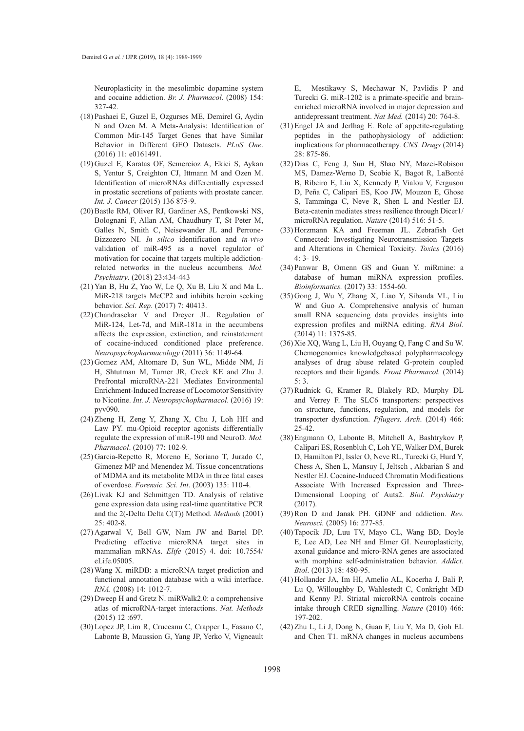Neuroplasticity in the mesolimbic dopamine system and cocaine addiction. *Br. J. Pharmacol*. (2008) 154: 327-42.

(18) Pashaei E, Guzel E, Ozgurses ME, Demirel G, Aydin N and Ozen M. A Meta-Analysis: Identification of Common Mir-145 Target Genes that have Similar Behavior in Different GEO Datasets. *PLoS One*. (2016) 11: e0161491.

(19) Guzel E, Karatas OF, Semercioz A, Ekici S, Aykan S, Yentur S, Creighton CJ, Ittmann M and Ozen M. Identification of microRNAs differentially expressed in prostatic secretions of patients with prostate cancer. *Int. J. Cancer* (2015) 136 875-9.

(20) Bastle RM, Oliver RJ, Gardiner AS, Pentkowski NS, Bolognani F, Allan AM, Chaudhury T, St Peter M, Galles N, Smith C, Neisewander JL and Perrone-Bizzozero NI. *In silico* identification and *in-vivo* validation of miR-495 as a novel regulator of motivation for cocaine that targets multiple addiction-related networks in the nucleus accumbens. *Mol. Psychiatry*. (2018) 23:434-443

(21) Yan B, Hu Z, Yao W, Le Q, Xu B, Liu X and Ma L. MiR-218 targets MeCP2 and inhibits heroin seeking behavior. *Sci. Rep*. (2017) 7: 40413.

(22) Chandrasekar V and Dreyer JL. Regulation of MiR-124, Let-7d, and MiR-181a in the accumbens affects the expression, extinction, and reinstatement of cocaine-induced conditioned place preference. *Neuropsychopharmacology* (2011) 36: 1149-64.

(23) Gomez AM, Altomare D, Sun WL, Midde NM, Ji H, Shtutman M, Turner JR, Creek KE and Zhu J. Prefrontal microRNA-221 Mediates Environmental Enrichment-Induced Increase of Locomotor Sensitivity to Nicotine. *Int. J. Neuropsychopharmacol*. (2016) 19: pyv090.

(24) Zheng H, Zeng Y, Zhang X, Chu J, Loh HH and Law PY. mu-Opioid receptor agonists differentially regulate the expression of miR-190 and NeuroD. *Mol. Pharmacol*. (2010) 77: 102-9.

(25) Garcia-Repetto R, Moreno E, Soriano T, Jurado C, Gimenez MP and Menendez M. Tissue concentrations of MDMA and its metabolite MDA in three fatal cases of overdose. *Forensic. Sci. Int*. (2003) 135: 110-4.

(26) Livak KJ and Schmittgen TD. Analysis of relative gene expression data using real-time quantitative PCR and the 2(-Delta Delta C(T)) Method. *Methods* (2001) 25: 402-8.

(27) Agarwal V, Bell GW, Nam JW and Bartel DP. Predicting effective microRNA target sites in mammalian mRNAs. *Elife* (2015) 4. doi: 10.7554/eLife.05005.

(28) Wang X. miRDB: a microRNA target prediction and functional annotation database with a wiki interface. *RNA.* (2008) 14: 1012-7.

(29) Dweep H and Gretz N. miRWalk2.0: a comprehensive atlas of microRNA-target interactions. *Nat. Methods* (2015) 12 :697.

(30) Lopez JP, Lim R, Cruceanu C, Crapper L, Fasano C, Labonte B, Maussion G, Yang JP, Yerko V, Vigneault E, Mestikawy S, Mechawar N, Pavlidis P and Turecki G. miR-1202 is a primate-specific and brain-enriched microRNA involved in major depression and antidepressant treatment. *Nat Med.* (2014) 20: 764-8.

(31) Engel JA and Jerlhag E. Role of appetite-regulating peptides in the pathophysiology of addiction: implications for pharmacotherapy. *CNS. Drugs* (2014) 28: 875-86.

(32) Dias C, Feng J, Sun H, Shao NY, Mazei-Robison MS, Damez-Werno D, Scobie K, Bagot R, LaBonté B, Ribeiro E, Liu X, Kennedy P, Vialou V, Ferguson D, Peña C, Calipari ES, Koo JW, Mouzon E, Ghose S, Tamminga C, Neve R, Shen L and Nestler EJ. Beta-catenin mediates stress resilience through Dicer1/microRNA regulation. *Nature* (2014) 516: 51-5.

(33) Horzmann KA and Freeman JL. Zebrafish Get Connected: Investigating Neurotransmission Targets and Alterations in Chemical Toxicity. *Toxics* (2016) 4: 3- 19.

(34) Panwar B, Omenn GS and Guan Y. miRmine: a database of human miRNA expression profiles. *Bioinformatics.* (2017) 33: 1554-60.

(35) Gong J, Wu Y, Zhang X, Liao Y, Sibanda VL, Liu W and Guo A. Comprehensive analysis of human small RNA sequencing data provides insights into expression profiles and miRNA editing. *RNA Biol.* (2014) 11: 1375-85.

(36) Xie XQ, Wang L, Liu H, Ouyang Q, Fang C and Su W. Chemogenomics knowledgebased polypharmacology analyses of drug abuse related G-protein coupled receptors and their ligands. *Front Pharmacol.* (2014) 5: 3.

(37) Rudnick G, Kramer R, Blakely RD, Murphy DL and Verrey F. The SLC6 transporters: perspectives on structure, functions, regulation, and models for transporter dysfunction. *Pflugers. Arch*. (2014) 466: 25-42.

(38) Engmann O, Labonte B, Mitchell A, Bashtrykov P, Calipari ES, Rosenbluh C, Loh YE, Walker DM, Burek D, Hamilton PJ, Issler O, Neve RL, Turecki G, Hurd Y, Chess A, Shen L, Mansuy I, Jeltsch , Akbarian S and Nestler EJ. Cocaine-Induced Chromatin Modifications Associate With Increased Expression and Three-Dimensional Looping of Auts2. *Biol. Psychiatry* (2017).

(39) Ron D and Janak PH. GDNF and addiction. *Rev. Neurosci.* (2005) 16: 277-85.

(40) Tapocik JD, Luu TV, Mayo CL, Wang BD, Doyle E, Lee AD, Lee NH and Elmer GI. Neuroplasticity, axonal guidance and micro-RNA genes are associated with morphine self-administration behavior. *Addict. Biol*. (2013) 18: 480-95.

(41) Hollander JA, Im HI, Amelio AL, Kocerha J, Bali P, Lu Q, Willoughby D, Wahlestedt C, Conkright MD and Kenny PJ. Striatal microRNA controls cocaine intake through CREB signalling. *Nature* (2010) 466: 197-202.

(42) Zhu L, Li J, Dong N, Guan F, Liu Y, Ma D, Goh EL and Chen T1. mRNA changes in nucleus accumbens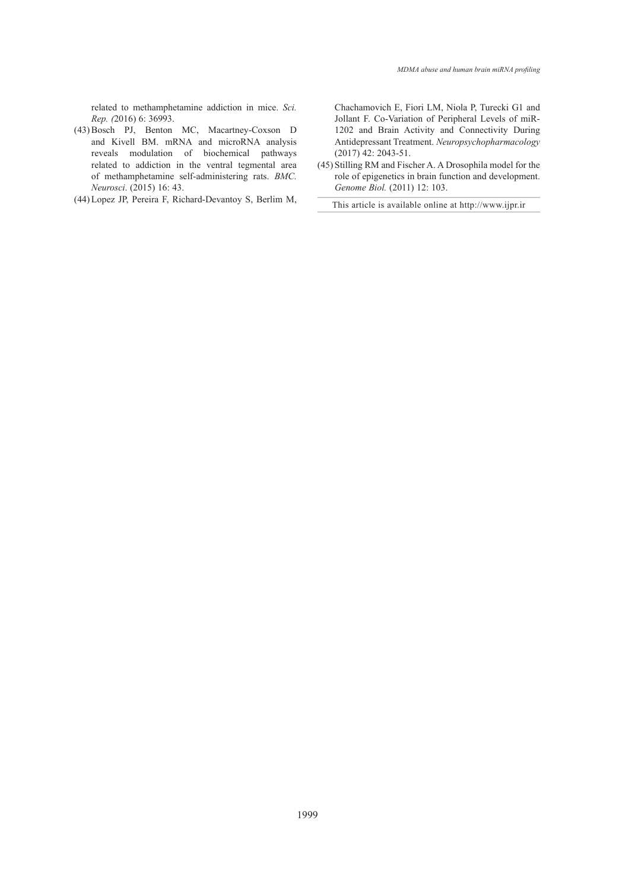related to methamphetamine addiction in mice. *Sci. Rep. (*2016) 6: 36993.

(43) Bosch PJ, Benton MC, Macartney-Coxson D and Kivell BM. mRNA and microRNA analysis reveals modulation of biochemical pathways related to addiction in the ventral tegmental area of methamphetamine self-administering rats. *BMC. Neurosci*. (2015) 16: 43.

(44) Lopez JP, Pereira F, Richard-Devantoy S, Berlim M, Chachamovich E, Fiori LM, Niola P, Turecki G1 and Jollant F. Co-Variation of Peripheral Levels of miR-1202 and Brain Activity and Connectivity During Antidepressant Treatment. *Neuropsychopharmacology* (2017) 42: 2043-51.

(45) Stilling RM and Fischer A. A Drosophila model for the role of epigenetics in brain function and development. *Genome Biol.* (2011) 12: 103.

This article is available online at http://www.ijpr.ir